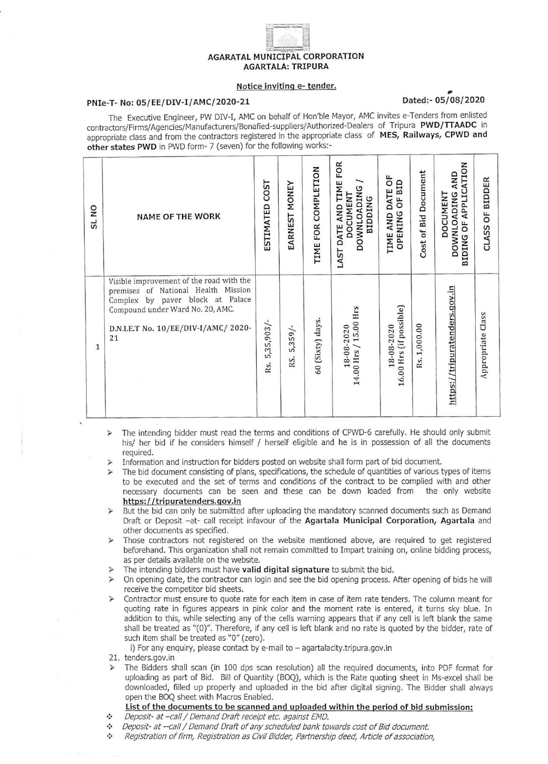**AGARATAL MUNICIPAL CORPORATION**
**AGARTALA: TRIPURA**

**Notice inviting e- tender.**

**PNIe-T- No: 05/EE/DIV-I/AMC/2020-21** **Dated:- 05/08/2020**

The Executive Engineer, PW DIV-I, AMC on behalf of Hon'ble Mayor, AMC invites e-Tenders from enlisted contractors/Firms/Agencies/Manufacturers/Bonafied-suppliers/Authorized-Dealers of Tripura **PWD/TTAADC** in appropriate class and from the contractors registered in the appropriate class of **MES, Railways, CPWD and other states PWD** in PWD form- 7 (seven) for the following works:-

| SL NO | NAME OF THE WORK | ESTIMATED COST | EARNEST MONEY | TIME FOR COMPLETION | LAST DATE AND TIME FOR DOCUMENT DOWNLOADING / BIDDING | TIME AND DATE OF OPENING OF BID | Cost of Bid Document | DOCUMENT DOWNLOADING AND BIDING OF APPLICATION | CLASS OF BIDDER |
|---|---|---|---|---|---|---|---|---|---|
| 1 | Visible improvement of the road with the premises of National Health Mission Complex by paver block at Palace Compound under Ward No. 20, AMC.<br><br>D.N.I.E.T No. 10/EE/DIV-I/AMC/ 2020-21 | Rs. 5,35,903/- | RS. 5,359/- | 60 (Sixty) days. | 18-08-2020 14.00 Hrs / 15.00 Hrs | 18-08-2020 16.00 Hrs (if possible) | Rs. 1,000.00 | https://tripuratenders.gov.in | Appropriate Class |

- The intending bidder must read the terms and conditions of CPWD-6 carefully. He should only submit his/ her bid if he considers himself / herself eligible and he is in possession of all the documents required.
- Information and instruction for bidders posted on website shall form part of bid document.
- The bid document consisting of plans, specifications, the schedule of quantities of various types of items to be executed and the set of terms and conditions of the contract to be complied with and other necessary documents can be seen and these can be down loaded from the only website **https://tripuratenders.gov.in**
- But the bid can only be submitted after uploading the mandatory scanned documents such as Demand Draft or Deposit –at- call receipt infavour of the **Agartala Municipal Corporation, Agartala** and other documents as specified.
- Those contractors not registered on the website mentioned above, are required to get registered beforehand. This organization shall not remain committed to Impart training on, online bidding process, as per details available on the website.
- The intending bidders must have **valid digital signature** to submit the bid.
- On opening date, the contractor can login and see the bid opening process. After opening of bids he will receive the competitor bid sheets.
- Contractor must ensure to quote rate for each item in case of item rate tenders. The column meant for quoting rate in figures appears in pink color and the moment rate is entered, it turns sky blue. In addition to this, while selecting any of the cells warning appears that if any cell is left blank the same shall be treated as "(0)". Therefore, if any cell is left blank and no rate is quoted by the bidder, rate of such item shall be treated as "0" (zero).

  i) For any enquiry, please contact by e-mail to – agartalacity.tripura.gov.in

21. tenders.gov.in

- The Bidders shall scan (in 100 dps scan resolution) all the required documents, into PDF format for uploading as part of Bid. Bill of Quantity (BOQ), which is the Rate quoting sheet in Ms-excel shall be downloaded, filled up properly and uploaded in the bid after digital signing. The Bidder shall always open the BOQ sheet with Macros Enabled.

**List of the documents to be scanned and uploaded within the period of bid submission:**

- *Deposit- at –call / Demand Draft receipt etc. against EMD.*
- *Deposit- at --call / Demand Draft of any scheduled bank towards cost of Bid document.*
- *Registration of firm, Registration as Civil Bidder, Partnership deed, Article of association,*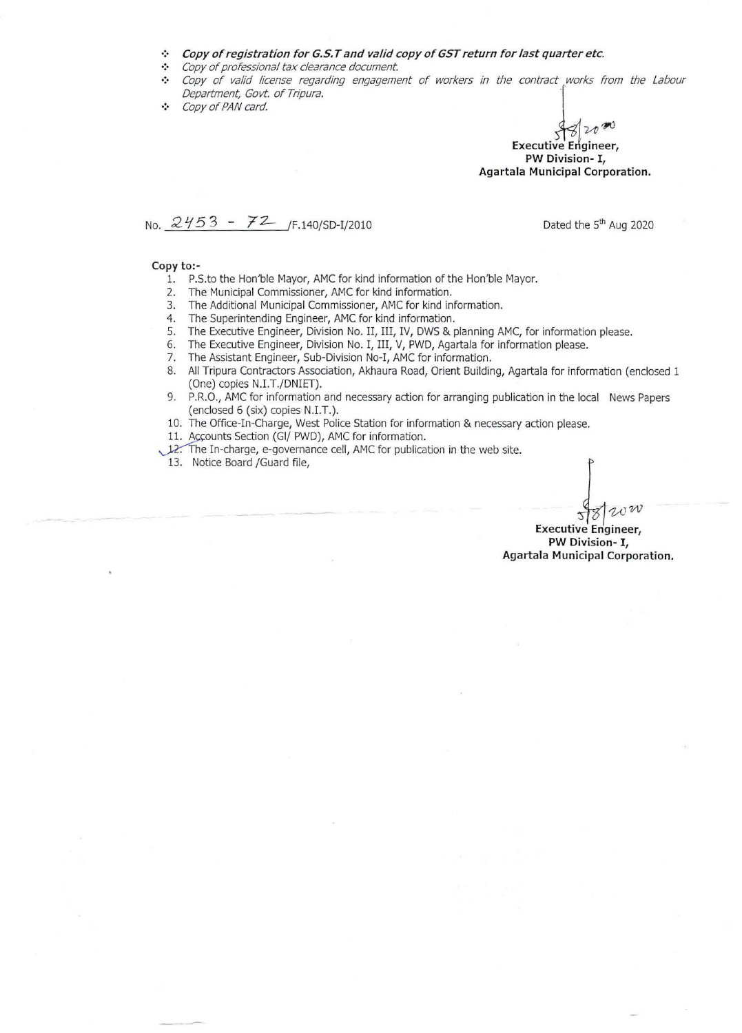- ***Copy of registration for G.S.T and valid copy of GST return for last quarter etc.***
- *Copy of professional tax clearance document.*
- *Copy of valid license regarding engagement of workers in the contract works from the Labour Department, Govt. of Tripura.*
- *Copy of PAN card.*

5/8/2020

**Executive Engineer,**
**PW Division- I,**
**Agartala Municipal Corporation.**

No. 2453 - 72 /F.140/SD-I/2010 Dated the 5th Aug 2020

**Copy to:-**

1. P.S.to the Hon'ble Mayor, AMC for kind information of the Hon'ble Mayor.
2. The Municipal Commissioner, AMC for kind information.
3. The Additional Municipal Commissioner, AMC for kind information.
4. The Superintending Engineer, AMC for kind information.
5. The Executive Engineer, Division No. II, III, IV, DWS & planning AMC, for information please.
6. The Executive Engineer, Division No. I, III, V, PWD, Agartala for information please.
7. The Assistant Engineer, Sub-Division No-I, AMC for information.
8. All Tripura Contractors Association, Akhaura Road, Orient Building, Agartala for information (enclosed 1 (One) copies N.I.T./DNIET).
9. P.R.O., AMC for information and necessary action for arranging publication in the local News Papers (enclosed 6 (six) copies N.I.T.).
10. The Office-In-Charge, West Police Station for information & necessary action please.
11. Accounts Section (GI/ PWD), AMC for information.
12. The In-charge, e-governance cell, AMC for publication in the web site.
13. Notice Board /Guard file,

5/8/2020

**Executive Engineer,**
**PW Division- I,**
**Agartala Municipal Corporation.**